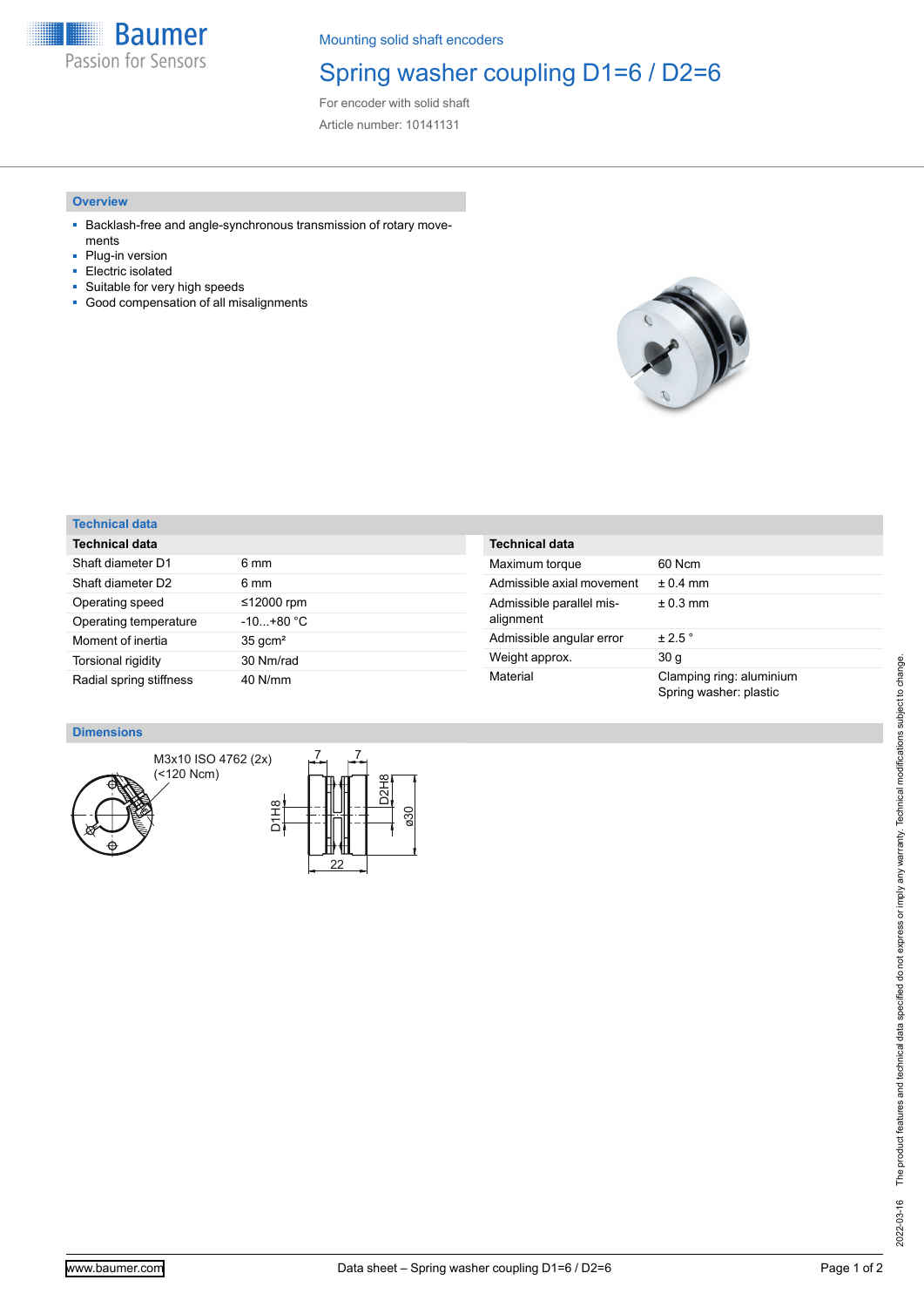Mounting solid shaft encoders

# Spring washer coupling D1=6 / D2=6

For encoder with solid shaft

Article number: 10141131

## Overview

- Backlash-free and angle-synchronous transmission of rotary movements
- Plug-in version
- Electric isolated
- Suitable for very high speeds
- Good compensation of all misalignments

## Technical data

| Technical data | |
|---|---|
| Shaft diameter D1 | 6 mm |
| Shaft diameter D2 | 6 mm |
| Operating speed | ≤12000 rpm |
| Operating temperature | -10...+80 °C |
| Moment of inertia | 35 gcm² |
| Torsional rigidity | 30 Nm/rad |
| Radial spring stiffness | 40 N/mm |

| Technical data | |
|---|---|
| Maximum torque | 60 Ncm |
| Admissible axial movement | ± 0.4 mm |
| Admissible parallel misalignment | ± 0.3 mm |
| Admissible angular error | ± 2.5 ° |
| Weight approx. | 30 g |
| Material | Clamping ring: aluminium<br>Spring washer: plastic |

## Dimensions

M3x10 ISO 4762 (2x)
(<120 Ncm)

7 7 D1H8 D2H8 ø30 22

The product features and technical data specified do not express or imply any warranty. Technical modifications subject to change.

2022-03-16

www.baumer.com

Data sheet – Spring washer coupling D1=6 / D2=6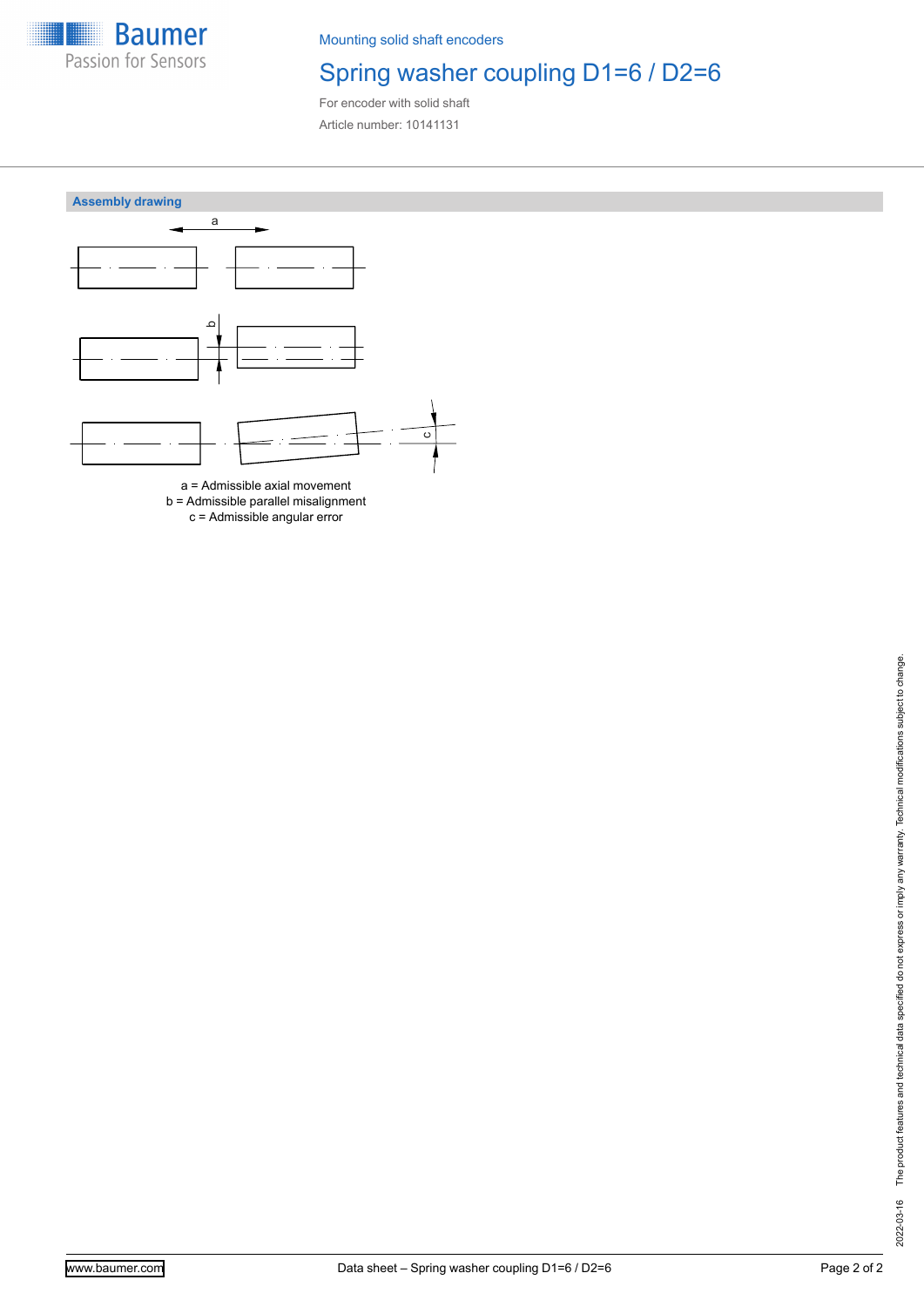Mounting solid shaft encoders

# Spring washer coupling D1=6 / D2=6

For encoder with solid shaft

Article number: 10141131

## Assembly drawing

a

b

c

a = Admissible axial movement
b = Admissible parallel misalignment
c = Admissible angular error